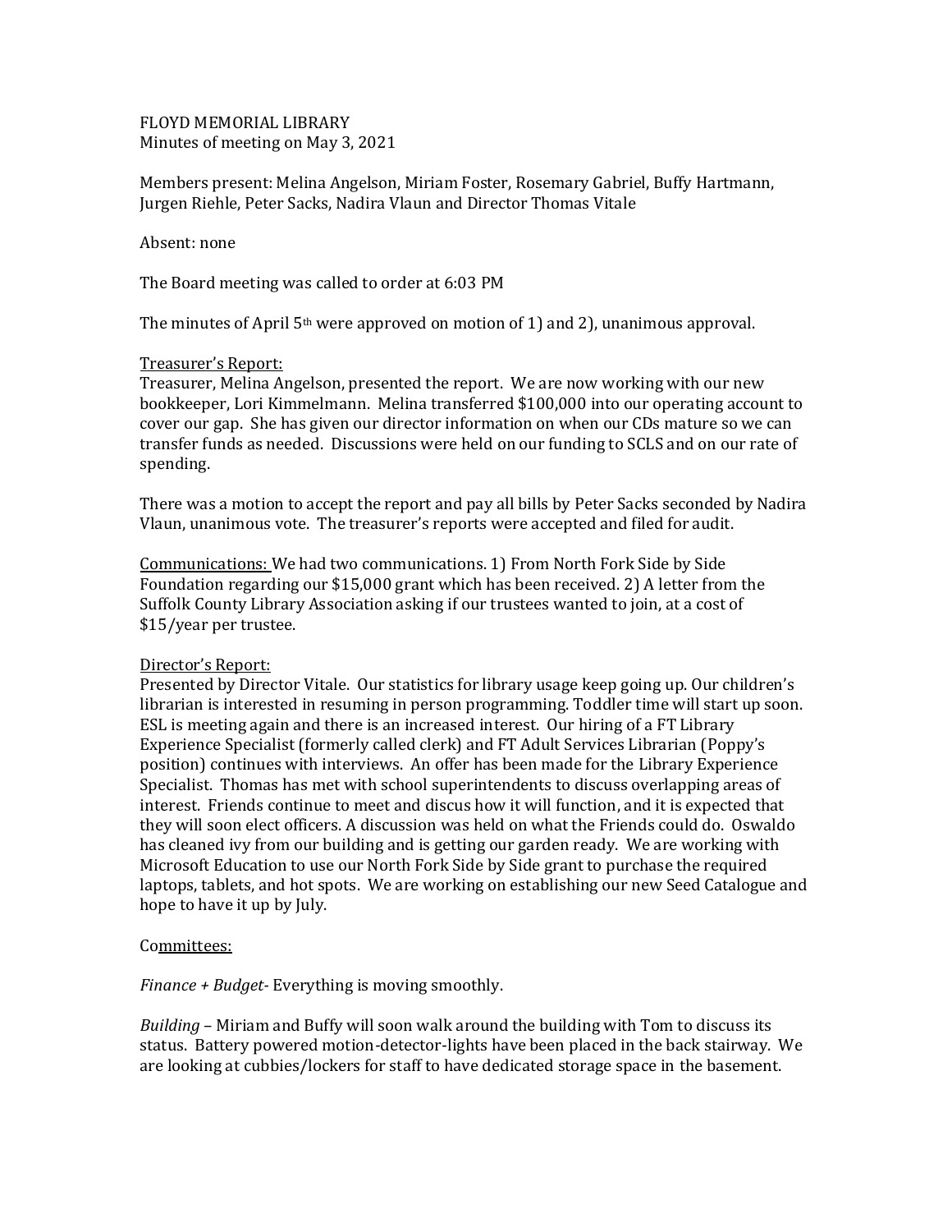FLOYD MEMORIAL LIBRARY
Minutes of meeting on May 3, 2021

Members present: Melina Angelson, Miriam Foster, Rosemary Gabriel, Buffy Hartmann, Jurgen Riehle, Peter Sacks, Nadira Vlaun and Director Thomas Vitale

Absent: none

The Board meeting was called to order at 6:03 PM

The minutes of April 5th were approved on motion of 1) and 2), unanimous approval.

<u>Treasurer's Report:</u>
Treasurer, Melina Angelson, presented the report. We are now working with our new bookkeeper, Lori Kimmelmann. Melina transferred $100,000 into our operating account to cover our gap. She has given our director information on when our CDs mature so we can transfer funds as needed. Discussions were held on our funding to SCLS and on our rate of spending.

There was a motion to accept the report and pay all bills by Peter Sacks seconded by Nadira Vlaun, unanimous vote. The treasurer's reports were accepted and filed for audit.

<u>Communications:</u> We had two communications. 1) From North Fork Side by Side Foundation regarding our $15,000 grant which has been received. 2) A letter from the Suffolk County Library Association asking if our trustees wanted to join, at a cost of $15/year per trustee.

<u>Director's Report:</u>
Presented by Director Vitale. Our statistics for library usage keep going up. Our children's librarian is interested in resuming in person programming. Toddler time will start up soon. ESL is meeting again and there is an increased interest. Our hiring of a FT Library Experience Specialist (formerly called clerk) and FT Adult Services Librarian (Poppy's position) continues with interviews. An offer has been made for the Library Experience Specialist. Thomas has met with school superintendents to discuss overlapping areas of interest. Friends continue to meet and discus how it will function, and it is expected that they will soon elect officers. A discussion was held on what the Friends could do. Oswaldo has cleaned ivy from our building and is getting our garden ready. We are working with Microsoft Education to use our North Fork Side by Side grant to purchase the required laptops, tablets, and hot spots. We are working on establishing our new Seed Catalogue and hope to have it up by July.

<u>Committees:</u>

*Finance + Budget*- Everything is moving smoothly.

*Building* – Miriam and Buffy will soon walk around the building with Tom to discuss its status. Battery powered motion-detector-lights have been placed in the back stairway. We are looking at cubbies/lockers for staff to have dedicated storage space in the basement.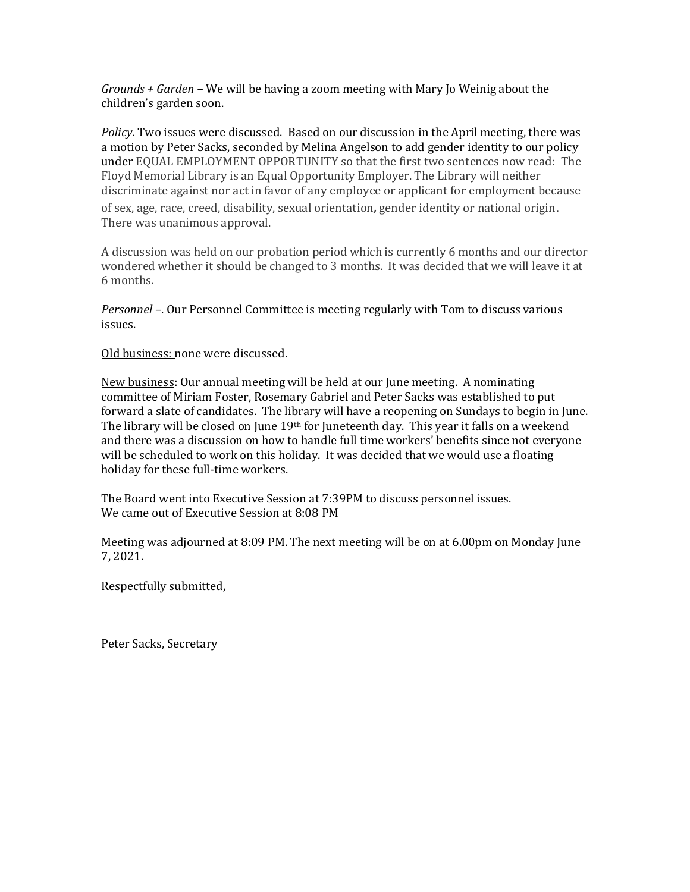*Grounds + Garden* – We will be having a zoom meeting with Mary Jo Weinig about the children's garden soon.

*Policy*. Two issues were discussed. Based on our discussion in the April meeting, there was a motion by Peter Sacks, seconded by Melina Angelson to add gender identity to our policy under EQUAL EMPLOYMENT OPPORTUNITY so that the first two sentences now read: The Floyd Memorial Library is an Equal Opportunity Employer. The Library will neither discriminate against nor act in favor of any employee or applicant for employment because of sex, age, race, creed, disability, sexual orientation, gender identity or national origin. There was unanimous approval.

A discussion was held on our probation period which is currently 6 months and our director wondered whether it should be changed to 3 months. It was decided that we will leave it at 6 months.

*Personnel* –. Our Personnel Committee is meeting regularly with Tom to discuss various issues.

<u>Old business:</u> none were discussed.

<u>New business</u>: Our annual meeting will be held at our June meeting. A nominating committee of Miriam Foster, Rosemary Gabriel and Peter Sacks was established to put forward a slate of candidates. The library will have a reopening on Sundays to begin in June. The library will be closed on June 19th for Juneteenth day. This year it falls on a weekend and there was a discussion on how to handle full time workers' benefits since not everyone will be scheduled to work on this holiday. It was decided that we would use a floating holiday for these full-time workers.

The Board went into Executive Session at 7:39PM to discuss personnel issues.
We came out of Executive Session at 8:08 PM

Meeting was adjourned at 8:09 PM. The next meeting will be on at 6.00pm on Monday June 7, 2021.

Respectfully submitted,

Peter Sacks, Secretary